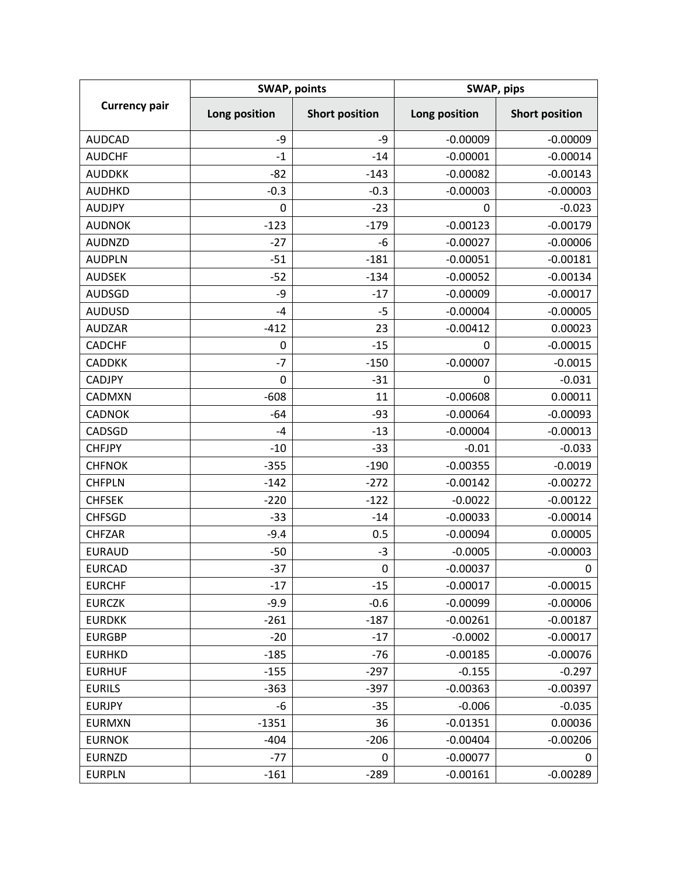| Currency pair | SWAP, points | | SWAP, pips | |
|---|---|---|---|---|
| | Long position | Short position | Long position | Short position |
| AUDCAD | -9 | -9 | -0.00009 | -0.00009 |
| AUDCHF | -1 | -14 | -0.00001 | -0.00014 |
| AUDDKK | -82 | -143 | -0.00082 | -0.00143 |
| AUDHKD | -0.3 | -0.3 | -0.00003 | -0.00003 |
| AUDJPY | 0 | -23 | 0 | -0.023 |
| AUDNOK | -123 | -179 | -0.00123 | -0.00179 |
| AUDNZD | -27 | -6 | -0.00027 | -0.00006 |
| AUDPLN | -51 | -181 | -0.00051 | -0.00181 |
| AUDSEK | -52 | -134 | -0.00052 | -0.00134 |
| AUDSGD | -9 | -17 | -0.00009 | -0.00017 |
| AUDUSD | -4 | -5 | -0.00004 | -0.00005 |
| AUDZAR | -412 | 23 | -0.00412 | 0.00023 |
| CADCHF | 0 | -15 | 0 | -0.00015 |
| CADDKK | -7 | -150 | -0.00007 | -0.0015 |
| CADJPY | 0 | -31 | 0 | -0.031 |
| CADMXN | -608 | 11 | -0.00608 | 0.00011 |
| CADNOK | -64 | -93 | -0.00064 | -0.00093 |
| CADSGD | -4 | -13 | -0.00004 | -0.00013 |
| CHFJPY | -10 | -33 | -0.01 | -0.033 |
| CHFNOK | -355 | -190 | -0.00355 | -0.0019 |
| CHFPLN | -142 | -272 | -0.00142 | -0.00272 |
| CHFSEK | -220 | -122 | -0.0022 | -0.00122 |
| CHFSGD | -33 | -14 | -0.00033 | -0.00014 |
| CHFZAR | -9.4 | 0.5 | -0.00094 | 0.00005 |
| EURAUD | -50 | -3 | -0.0005 | -0.00003 |
| EURCAD | -37 | 0 | -0.00037 | 0 |
| EURCHF | -17 | -15 | -0.00017 | -0.00015 |
| EURCZK | -9.9 | -0.6 | -0.00099 | -0.00006 |
| EURDKK | -261 | -187 | -0.00261 | -0.00187 |
| EURGBP | -20 | -17 | -0.0002 | -0.00017 |
| EURHKD | -185 | -76 | -0.00185 | -0.00076 |
| EURHUF | -155 | -297 | -0.155 | -0.297 |
| EURILS | -363 | -397 | -0.00363 | -0.00397 |
| EURJPY | -6 | -35 | -0.006 | -0.035 |
| EURMXN | -1351 | 36 | -0.01351 | 0.00036 |
| EURNOK | -404 | -206 | -0.00404 | -0.00206 |
| EURNZD | -77 | 0 | -0.00077 | 0 |
| EURPLN | -161 | -289 | -0.00161 | -0.00289 |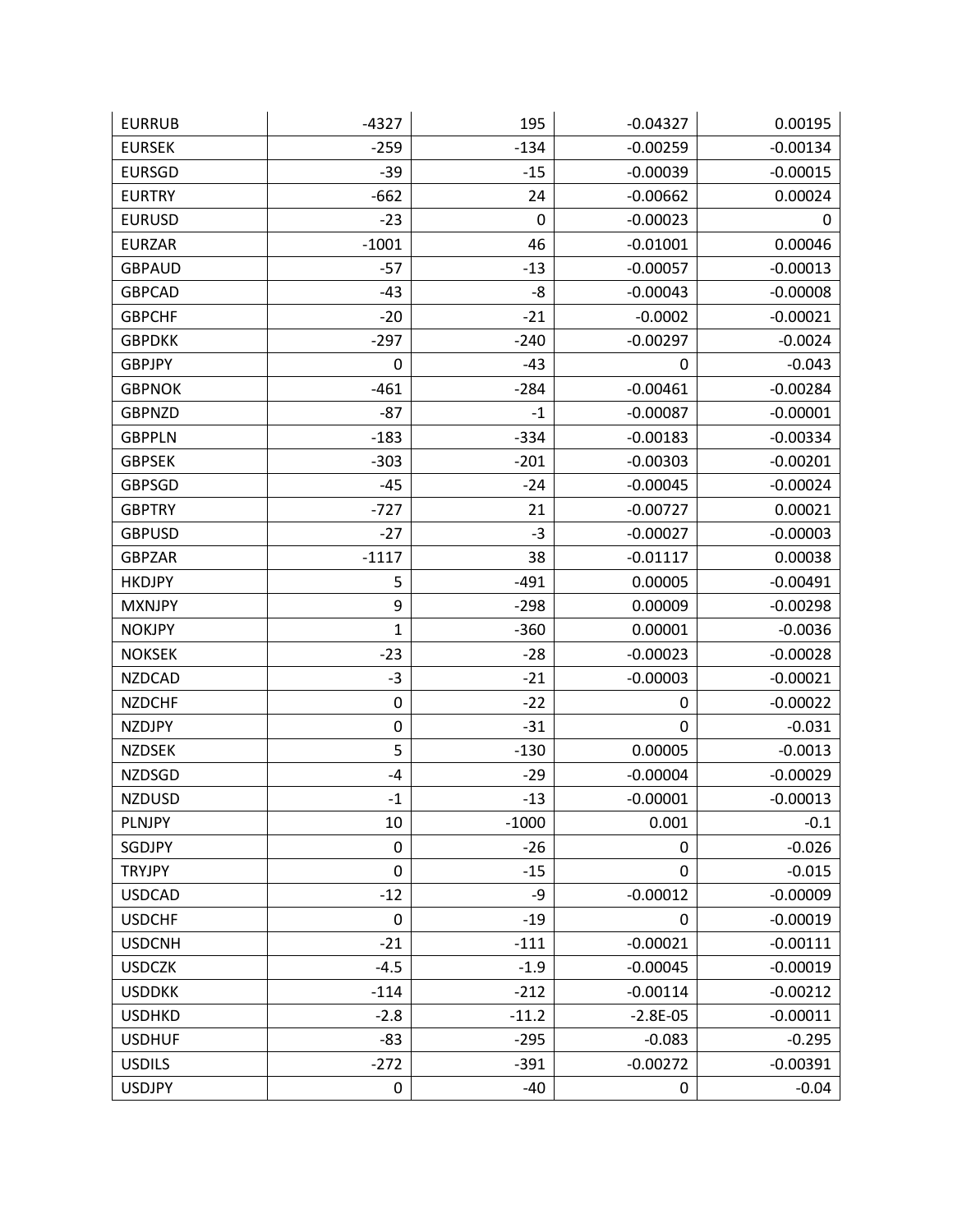| EURRUB | -4327 | 195 | -0.04327 | 0.00195 |
|---|---|---|---|---|
| EURSEK | -259 | -134 | -0.00259 | -0.00134 |
| EURSGD | -39 | -15 | -0.00039 | -0.00015 |
| EURTRY | -662 | 24 | -0.00662 | 0.00024 |
| EURUSD | -23 | 0 | -0.00023 | 0 |
| EURZAR | -1001 | 46 | -0.01001 | 0.00046 |
| GBPAUD | -57 | -13 | -0.00057 | -0.00013 |
| GBPCAD | -43 | -8 | -0.00043 | -0.00008 |
| GBPCHF | -20 | -21 | -0.0002 | -0.00021 |
| GBPDKK | -297 | -240 | -0.00297 | -0.0024 |
| GBPJPY | 0 | -43 | 0 | -0.043 |
| GBPNOK | -461 | -284 | -0.00461 | -0.00284 |
| GBPNZD | -87 | -1 | -0.00087 | -0.00001 |
| GBPPLN | -183 | -334 | -0.00183 | -0.00334 |
| GBPSEK | -303 | -201 | -0.00303 | -0.00201 |
| GBPSGD | -45 | -24 | -0.00045 | -0.00024 |
| GBPTRY | -727 | 21 | -0.00727 | 0.00021 |
| GBPUSD | -27 | -3 | -0.00027 | -0.00003 |
| GBPZAR | -1117 | 38 | -0.01117 | 0.00038 |
| HKDJPY | 5 | -491 | 0.00005 | -0.00491 |
| MXNJPY | 9 | -298 | 0.00009 | -0.00298 |
| NOKJPY | 1 | -360 | 0.00001 | -0.0036 |
| NOKSEK | -23 | -28 | -0.00023 | -0.00028 |
| NZDCAD | -3 | -21 | -0.00003 | -0.00021 |
| NZDCHF | 0 | -22 | 0 | -0.00022 |
| NZDJPY | 0 | -31 | 0 | -0.031 |
| NZDSEK | 5 | -130 | 0.00005 | -0.0013 |
| NZDSGD | -4 | -29 | -0.00004 | -0.00029 |
| NZDUSD | -1 | -13 | -0.00001 | -0.00013 |
| PLNJPY | 10 | -1000 | 0.001 | -0.1 |
| SGDJPY | 0 | -26 | 0 | -0.026 |
| TRYJPY | 0 | -15 | 0 | -0.015 |
| USDCAD | -12 | -9 | -0.00012 | -0.00009 |
| USDCHF | 0 | -19 | 0 | -0.00019 |
| USDCNH | -21 | -111 | -0.00021 | -0.00111 |
| USDCZK | -4.5 | -1.9 | -0.00045 | -0.00019 |
| USDDKK | -114 | -212 | -0.00114 | -0.00212 |
| USDHKD | -2.8 | -11.2 | -2.8E-05 | -0.00011 |
| USDHUF | -83 | -295 | -0.083 | -0.295 |
| USDILS | -272 | -391 | -0.00272 | -0.00391 |
| USDJPY | 0 | -40 | 0 | -0.04 |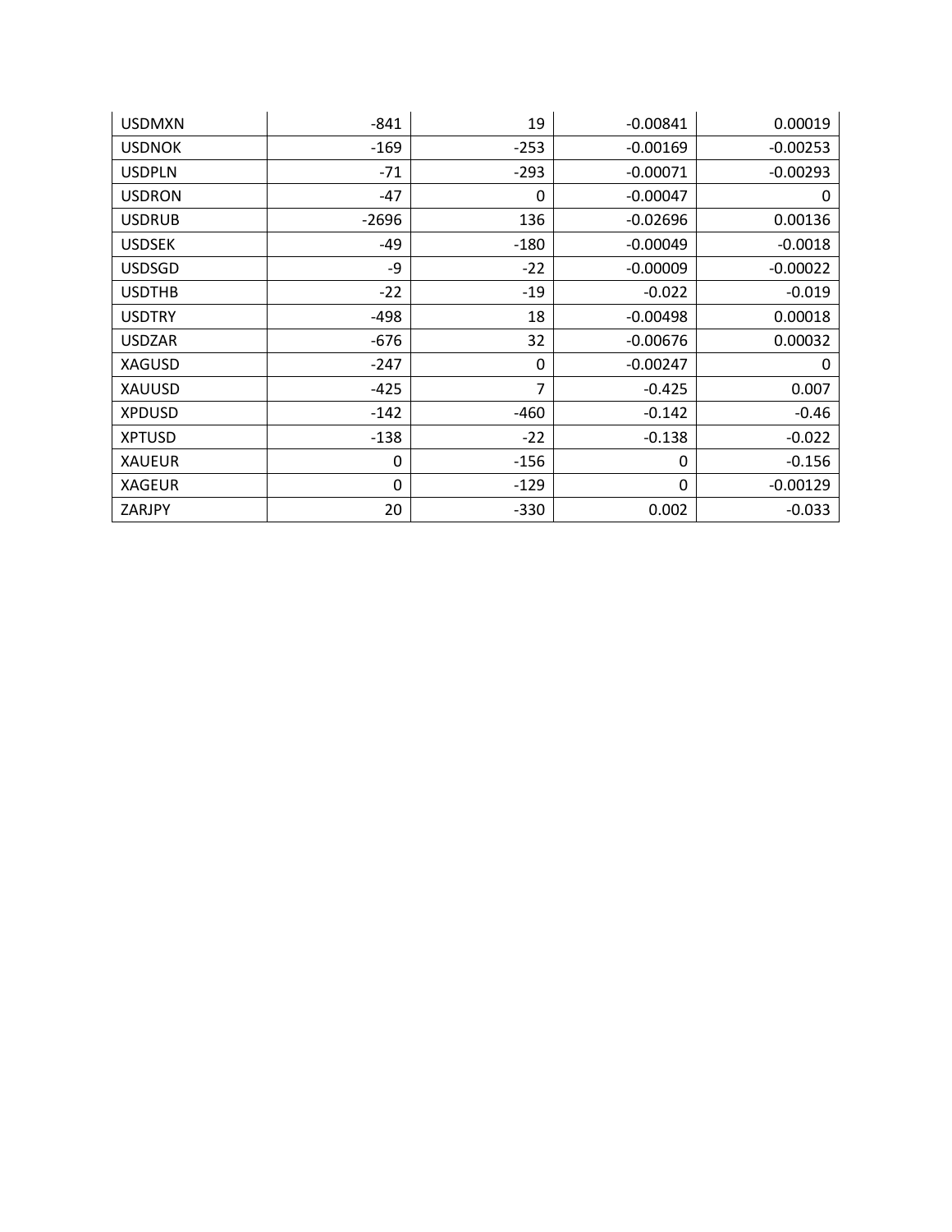| | | | | |
|---|---|---|---|---|
| USDMXN | -841 | 19 | -0.00841 | 0.00019 |
| USDNOK | -169 | -253 | -0.00169 | -0.00253 |
| USDPLN | -71 | -293 | -0.00071 | -0.00293 |
| USDRON | -47 | 0 | -0.00047 | 0 |
| USDRUB | -2696 | 136 | -0.02696 | 0.00136 |
| USDSEK | -49 | -180 | -0.00049 | -0.0018 |
| USDSGD | -9 | -22 | -0.00009 | -0.00022 |
| USDTHB | -22 | -19 | -0.022 | -0.019 |
| USDTRY | -498 | 18 | -0.00498 | 0.00018 |
| USDZAR | -676 | 32 | -0.00676 | 0.00032 |
| XAGUSD | -247 | 0 | -0.00247 | 0 |
| XAUUSD | -425 | 7 | -0.425 | 0.007 |
| XPDUSD | -142 | -460 | -0.142 | -0.46 |
| XPTUSD | -138 | -22 | -0.138 | -0.022 |
| XAUEUR | 0 | -156 | 0 | -0.156 |
| XAGEUR | 0 | -129 | 0 | -0.00129 |
| ZARJPY | 20 | -330 | 0.002 | -0.033 |